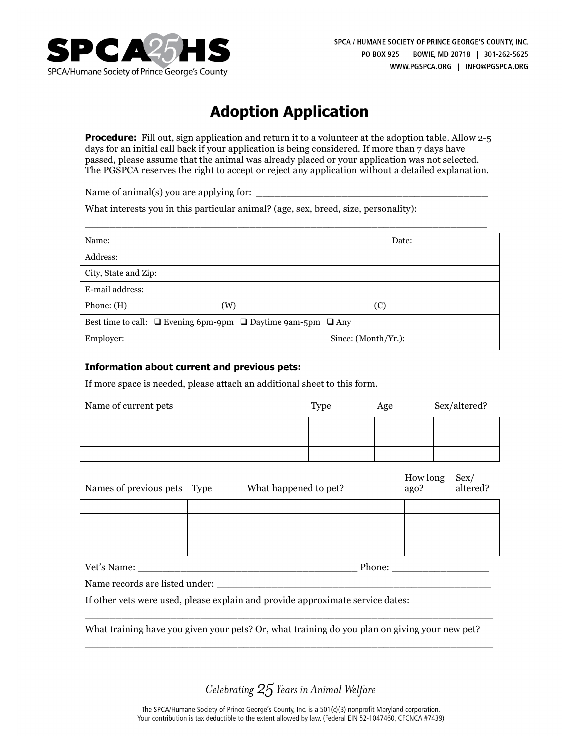SPCA 25 HS
SPCA/Humane Society of Prince George's County

SPCA / HUMANE SOCIETY OF PRINCE GEORGE'S COUNTY, INC.
PO BOX 925 | BOWIE, MD 20718 | 301-262-5625
WWW.PGSPCA.ORG | INFO@PGSPCA.ORG

# Adoption Application

**Procedure:** Fill out, sign application and return it to a volunteer at the adoption table. Allow 2-5 days for an initial call back if your application is being considered. If more than 7 days have passed, please assume that the animal was already placed or your application was not selected. The PGSPCA reserves the right to accept or reject any application without a detailed explanation.

Name of animal(s) you are applying for: ________________________________________

What interests you in this particular animal? (age, sex, breed, size, personality):

________________________________________________________________________

| Name: | Date: |
|---|---|
| Address: | |
| City, State and Zip: | |
| E-mail address: | |
| Phone: (H) (W) (C) | |
| Best time to call: ❑ Evening 6pm-9pm ❑ Daytime 9am-5pm ❑ Any | |
| Employer: | Since: (Month/Yr.): |

### Information about current and previous pets:

If more space is needed, please attach an additional sheet to this form.

| Name of current pets | Type | Age | Sex/altered? |
|---|---|---|---|
| | | | |
| | | | |
| | | | |

| Names of previous pets | Type | What happened to pet? | How long ago? | Sex/ altered? |
|---|---|---|---|---|
| | | | | |
| | | | | |
| | | | | |
| | | | | |

Vet's Name: ________________________________________ Phone: _________________

Name records are listed under: ________________________________________________

If other vets were used, please explain and provide approximate service dates:

________________________________________________________________________

What training have you given your pets? Or, what training do you plan on giving your new pet?

________________________________________________________________________

*Celebrating 25 Years in Animal Welfare*

The SPCA/Humane Society of Prince George's County, Inc. is a 501(c)(3) nonprofit Maryland corporation.
Your contribution is tax deductible to the extent allowed by law. (Federal EIN 52-1047460, CFCNCA #7439)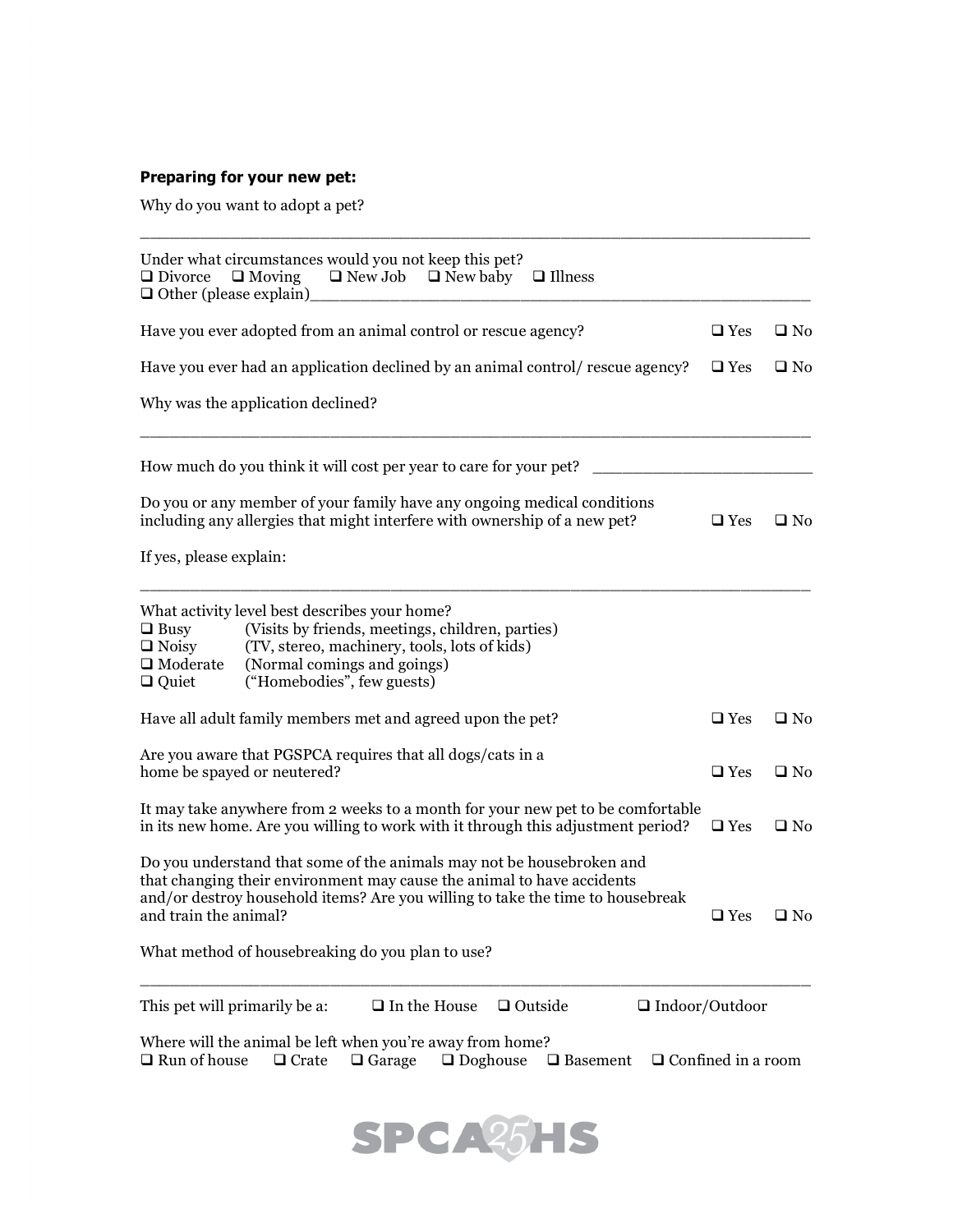**Preparing for your new pet:**

Why do you want to adopt a pet?

______________________________________________________________________

Under what circumstances would you not keep this pet?
❑ Divorce ❑ Moving ❑ New Job ❑ New baby ❑ Illness
❑ Other (please explain)______________________________________________

Have you ever adopted from an animal control or rescue agency? ❑ Yes ❑ No

Have you ever had an application declined by an animal control/ rescue agency? ❑ Yes ❑ No

Why was the application declined?

______________________________________________________________________

How much do you think it will cost per year to care for your pet? ______________________

Do you or any member of your family have any ongoing medical conditions including any allergies that might interfere with ownership of a new pet? ❑ Yes ❑ No

If yes, please explain:

______________________________________________________________________

What activity level best describes your home?
❑ Busy (Visits by friends, meetings, children, parties)
❑ Noisy (TV, stereo, machinery, tools, lots of kids)
❑ Moderate (Normal comings and goings)
❑ Quiet ("Homebodies", few guests)

Have all adult family members met and agreed upon the pet? ❑ Yes ❑ No

Are you aware that PGSPCA requires that all dogs/cats in a home be spayed or neutered? ❑ Yes ❑ No

It may take anywhere from 2 weeks to a month for your new pet to be comfortable in its new home. Are you willing to work with it through this adjustment period? ❑ Yes ❑ No

Do you understand that some of the animals may not be housebroken and that changing their environment may cause the animal to have accidents and/or destroy household items? Are you willing to take the time to housebreak and train the animal? ❑ Yes ❑ No

What method of housebreaking do you plan to use?

______________________________________________________________________

This pet will primarily be a: ❑ In the House ❑ Outside ❑ Indoor/Outdoor

Where will the animal be left when you're away from home?
❑ Run of house ❑ Crate ❑ Garage ❑ Doghouse ❑ Basement ❑ Confined in a room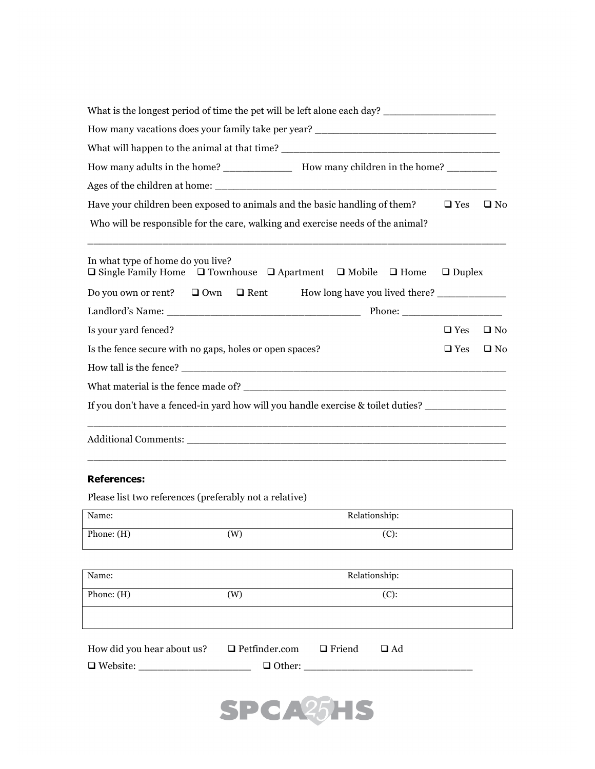What is the longest period of time the pet will be left alone each day? ___________________

How many vacations does your family take per year? ______________________________

What will happen to the animal at that time? ____________________________________

How many adults in the home? ___________ How many children in the home? ________

Ages of the children at home: ____________________________________________

Have your children been exposed to animals and the basic handling of them? ❑ Yes ❑ No

Who will be responsible for the care, walking and exercise needs of the animal?

_____________________________________________________________________

In what type of home do you live?
❑ Single Family Home ❑ Townhouse ❑ Apartment ❑ Mobile ❑ Home ❑ Duplex

Do you own or rent? ❑ Own ❑ Rent How long have you lived there? ___________

Landlord's Name: ________________________________ Phone: ________________

Is your yard fenced? ❑ Yes ❑ No

Is the fence secure with no gaps, holes or open spaces? ❑ Yes ❑ No

How tall is the fence? ______________________________________________________

What material is the fence made of? __________________________________________

If you don't have a fenced-in yard how will you handle exercise & toilet duties? _____________

_____________________________________________________________________

Additional Comments: ______________________________________________________

_____________________________________________________________________

**References:**

Please list two references (preferably not a relative)

| Name: | | Relationship: |
|---|---|---|
| Phone: (H) | (W) | (C): |

| Name: | | Relationship: |
|---|---|---|
| Phone: (H) | (W) | (C): |
| | | |

How did you hear about us? ❑ Petfinder.com ❑ Friend ❑ Ad

❑ Website: __________________ ❑ Other: ___________________________

SPCA 25 HS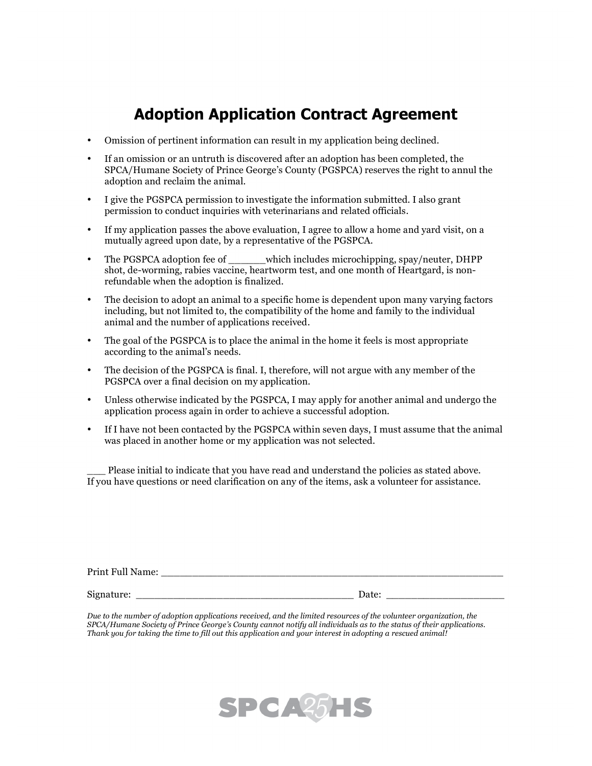# Adoption Application Contract Agreement

- Omission of pertinent information can result in my application being declined.
- If an omission or an untruth is discovered after an adoption has been completed, the SPCA/Humane Society of Prince George's County (PGSPCA) reserves the right to annul the adoption and reclaim the animal.
- I give the PGSPCA permission to investigate the information submitted. I also grant permission to conduct inquiries with veterinarians and related officials.
- If my application passes the above evaluation, I agree to allow a home and yard visit, on a mutually agreed upon date, by a representative of the PGSPCA.
- The PGSPCA adoption fee of _______which includes microchipping, spay/neuter, DHPP shot, de-worming, rabies vaccine, heartworm test, and one month of Heartgard, is non-refundable when the adoption is finalized.
- The decision to adopt an animal to a specific home is dependent upon many varying factors including, but not limited to, the compatibility of the home and family to the individual animal and the number of applications received.
- The goal of the PGSPCA is to place the animal in the home it feels is most appropriate according to the animal's needs.
- The decision of the PGSPCA is final. I, therefore, will not argue with any member of the PGSPCA over a final decision on my application.
- Unless otherwise indicated by the PGSPCA, I may apply for another animal and undergo the application process again in order to achieve a successful adoption.
- If I have not been contacted by the PGSPCA within seven days, I must assume that the animal was placed in another home or my application was not selected.

___ Please initial to indicate that you have read and understand the policies as stated above.
If you have questions or need clarification on any of the items, ask a volunteer for assistance.

Print Full Name: ____________________________________________________________

Signature: ______________________________________ Date: ___________________

*Due to the number of adoption applications received, and the limited resources of the volunteer organization, the SPCA/Humane Society of Prince George's County cannot notify all individuals as to the status of their applications. Thank you for taking the time to fill out this application and your interest in adopting a rescued animal!*

SPCA 25 HS